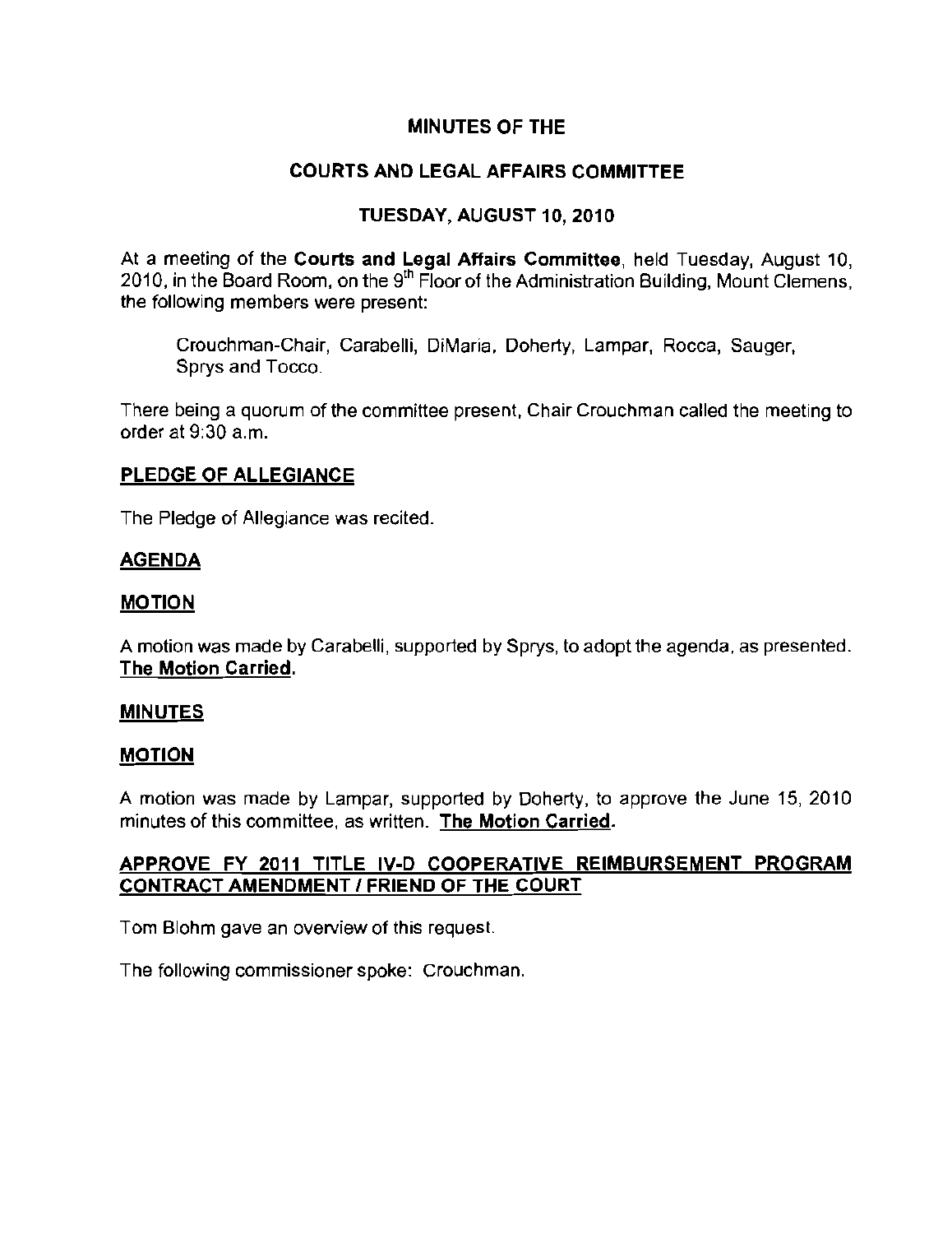# MINUTES OF THE

## COURTS AND LEGAL AFFAIRS COMMITTEE

### TUESDAY, AUGUST 10, 2010

At a meeting of the **Courts and Legal Affairs Committee**, held Tuesday, August 10, 2010, in the Board Room, on the 9th Floor of the Administration Building, Mount Clemens, the following members were present:

> Crouchman-Chair, Carabelli, DiMaria, Doherty, Lampar, Rocca, Sauger, Sprys and Tocco.

There being a quorum of the committee present, Chair Crouchman called the meeting to order at 9:30 a.m.

**PLEDGE OF ALLEGIANCE**

The Pledge of Allegiance was recited.

**AGENDA**

**MOTION**

A motion was made by Carabelli, supported by Sprys, to adopt the agenda, as presented. **The Motion Carried.**

**MINUTES**

**MOTION**

A motion was made by Lampar, supported by Doherty, to approve the June 15, 2010 minutes of this committee, as written. **The Motion Carried.**

**APPROVE FY 2011 TITLE IV-D COOPERATIVE REIMBURSEMENT PROGRAM CONTRACT AMENDMENT / FRIEND OF THE COURT**

Tom Blohm gave an overview of this request.

The following commissioner spoke: Crouchman.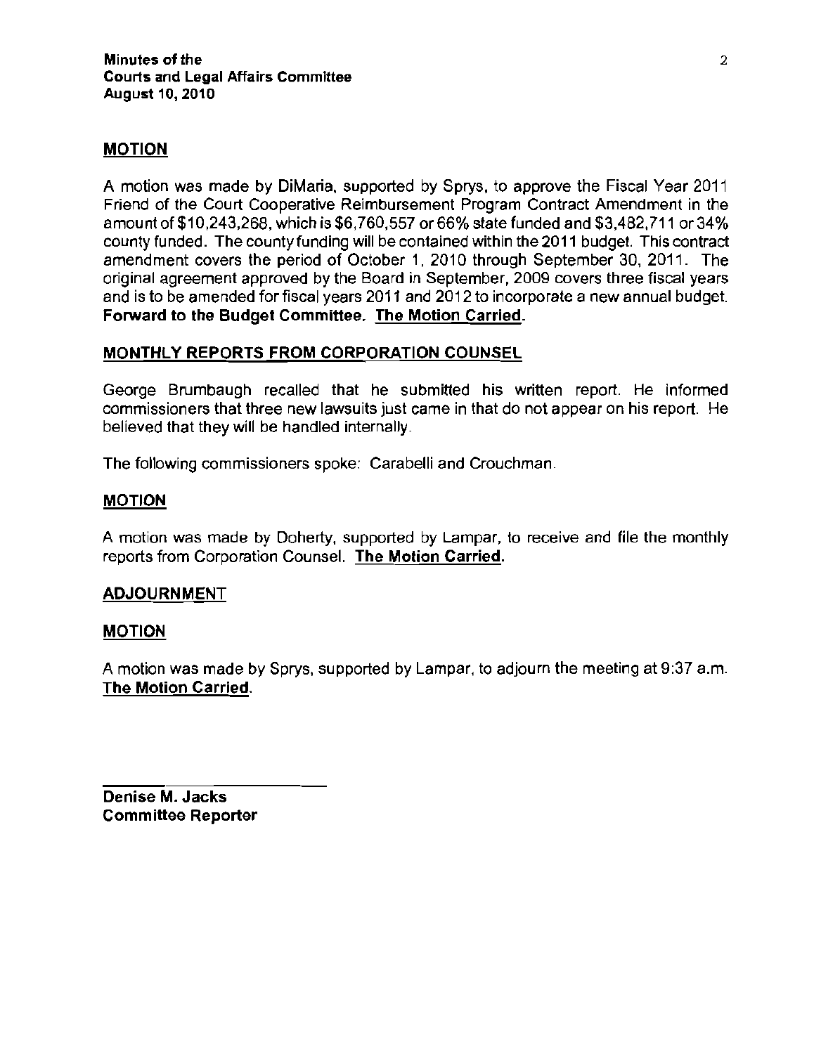## MOTION

A motion was made by DiMaria, supported by Sprys, to approve the Fiscal Year 2011 Friend of the Court Cooperative Reimbursement Program Contract Amendment in the amount of $10,243,268, which is $6,760,557 or 66% state funded and $3,482,711 or 34% county funded. The county funding will be contained within the 2011 budget. This contract amendment covers the period of October 1, 2010 through September 30, 2011. The original agreement approved by the Board in September, 2009 covers three fiscal years and is to be amended for fiscal years 2011 and 2012 to incorporate a new annual budget. **Forward to the Budget Committee. The Motion Carried.**

## MONTHLY REPORTS FROM CORPORATION COUNSEL

George Brumbaugh recalled that he submitted his written report. He informed commissioners that three new lawsuits just came in that do not appear on his report. He believed that they will be handled internally.

The following commissioners spoke: Carabelli and Crouchman.

## MOTION

A motion was made by Doherty, supported by Lampar, to receive and file the monthly reports from Corporation Counsel. **The Motion Carried.**

## ADJOURNMENT

## MOTION

A motion was made by Sprys, supported by Lampar, to adjourn the meeting at 9:37 a.m. **The Motion Carried.**

**Denise M. Jacks**
**Committee Reporter**